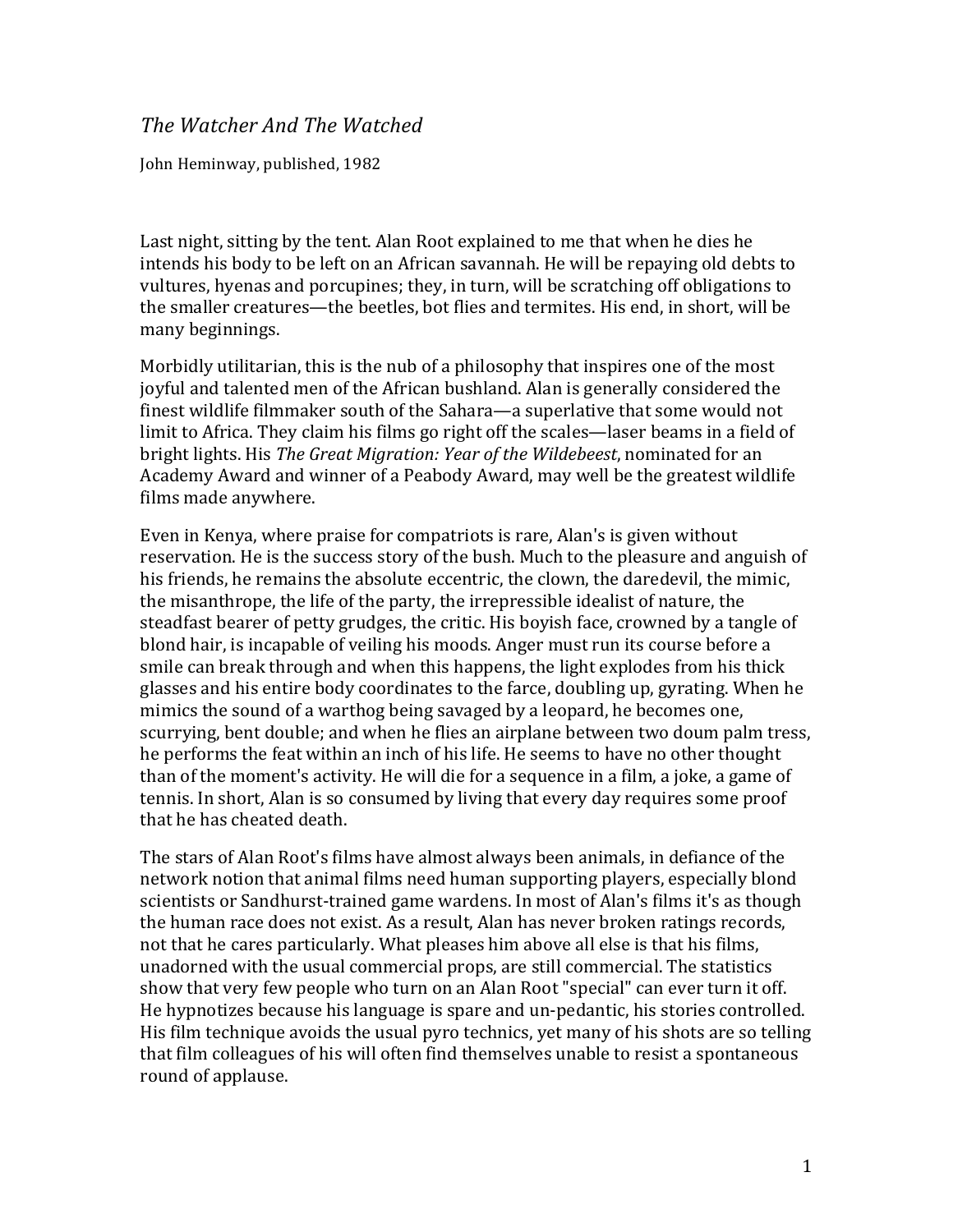*The Watcher And The Watched*

John Heminway, published, 1982

Last night, sitting by the tent. Alan Root explained to me that when he dies he intends his body to be left on an African savannah. He will be repaying old debts to vultures, hyenas and porcupines; they, in turn, will be scratching off obligations to the smaller creatures—the beetles, bot flies and termites. His end, in short, will be many beginnings.

Morbidly utilitarian, this is the nub of a philosophy that inspires one of the most joyful and talented men of the African bushland. Alan is generally considered the finest wildlife filmmaker south of the Sahara—a superlative that some would not limit to Africa. They claim his films go right off the scales—laser beams in a field of bright lights. His *The Great Migration: Year of the Wildebeest*, nominated for an Academy Award and winner of a Peabody Award, may well be the greatest wildlife films made anywhere.

Even in Kenya, where praise for compatriots is rare, Alan's is given without reservation. He is the success story of the bush. Much to the pleasure and anguish of his friends, he remains the absolute eccentric, the clown, the daredevil, the mimic, the misanthrope, the life of the party, the irrepressible idealist of nature, the steadfast bearer of petty grudges, the critic. His boyish face, crowned by a tangle of blond hair, is incapable of veiling his moods. Anger must run its course before a smile can break through and when this happens, the light explodes from his thick glasses and his entire body coordinates to the farce, doubling up, gyrating. When he mimics the sound of a warthog being savaged by a leopard, he becomes one, scurrying, bent double; and when he flies an airplane between two doum palm tress, he performs the feat within an inch of his life. He seems to have no other thought than of the moment's activity. He will die for a sequence in a film, a joke, a game of tennis. In short, Alan is so consumed by living that every day requires some proof that he has cheated death.

The stars of Alan Root's films have almost always been animals, in defiance of the network notion that animal films need human supporting players, especially blond scientists or Sandhurst-trained game wardens. In most of Alan's films it's as though the human race does not exist. As a result, Alan has never broken ratings records, not that he cares particularly. What pleases him above all else is that his films, unadorned with the usual commercial props, are still commercial. The statistics show that very few people who turn on an Alan Root "special" can ever turn it off. He hypnotizes because his language is spare and un-pedantic, his stories controlled. His film technique avoids the usual pyro technics, yet many of his shots are so telling that film colleagues of his will often find themselves unable to resist a spontaneous round of applause.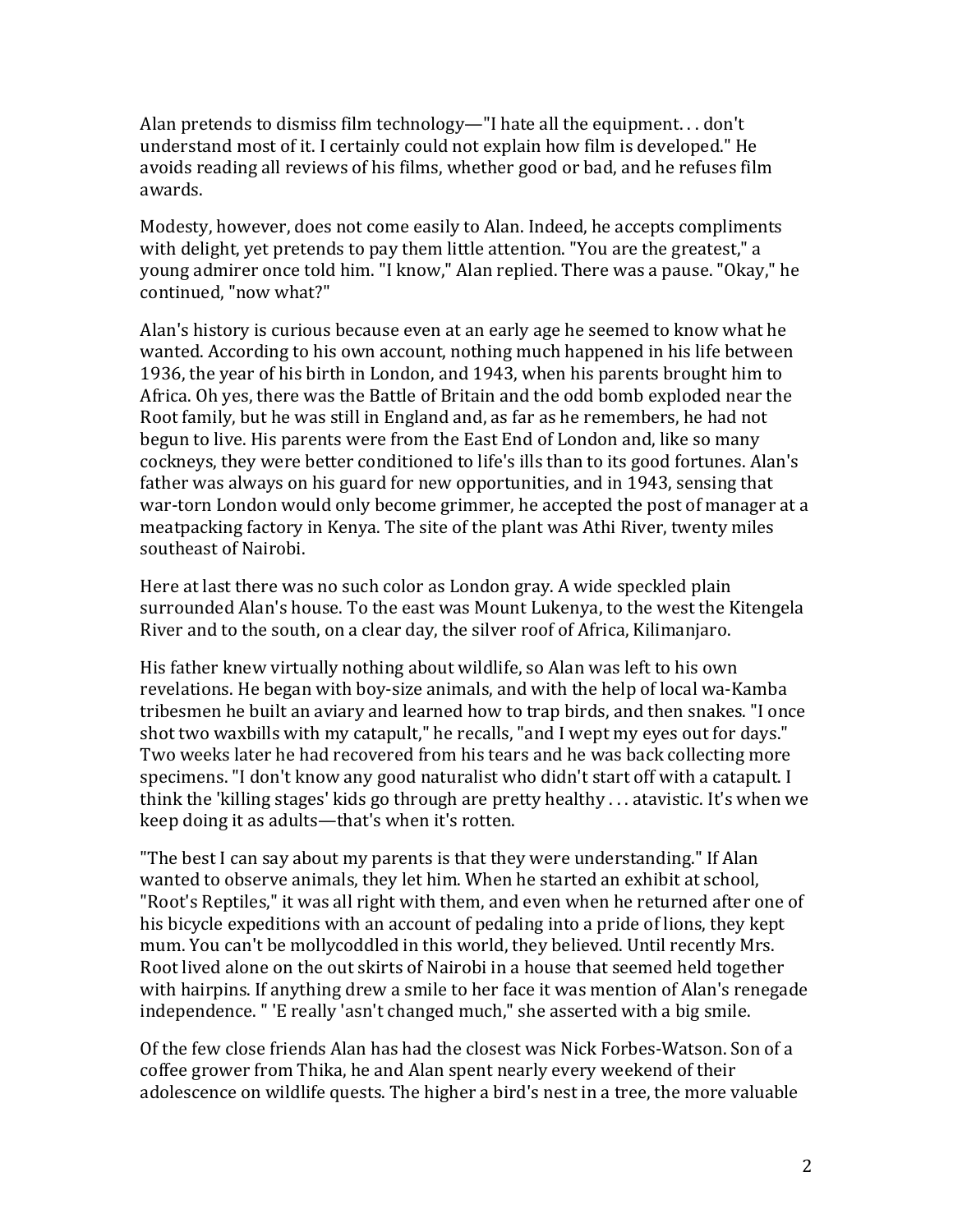Alan pretends to dismiss film technology—"I hate all the equipment. . . don't understand most of it. I certainly could not explain how film is developed." He avoids reading all reviews of his films, whether good or bad, and he refuses film awards.

Modesty, however, does not come easily to Alan. Indeed, he accepts compliments with delight, yet pretends to pay them little attention. "You are the greatest," a young admirer once told him. "I know," Alan replied. There was a pause. "Okay," he continued, "now what?"

Alan's history is curious because even at an early age he seemed to know what he wanted. According to his own account, nothing much happened in his life between 1936, the year of his birth in London, and 1943, when his parents brought him to Africa. Oh yes, there was the Battle of Britain and the odd bomb exploded near the Root family, but he was still in England and, as far as he remembers, he had not begun to live. His parents were from the East End of London and, like so many cockneys, they were better conditioned to life's ills than to its good fortunes. Alan's father was always on his guard for new opportunities, and in 1943, sensing that war-torn London would only become grimmer, he accepted the post of manager at a meatpacking factory in Kenya. The site of the plant was Athi River, twenty miles southeast of Nairobi.

Here at last there was no such color as London gray. A wide speckled plain surrounded Alan's house. To the east was Mount Lukenya, to the west the Kitengela River and to the south, on a clear day, the silver roof of Africa, Kilimanjaro.

His father knew virtually nothing about wildlife, so Alan was left to his own revelations. He began with boy-size animals, and with the help of local wa-Kamba tribesmen he built an aviary and learned how to trap birds, and then snakes. "I once shot two waxbills with my catapult," he recalls, "and I wept my eyes out for days." Two weeks later he had recovered from his tears and he was back collecting more specimens. "I don't know any good naturalist who didn't start off with a catapult. I think the 'killing stages' kids go through are pretty healthy . . . atavistic. It's when we keep doing it as adults—that's when it's rotten.

"The best I can say about my parents is that they were understanding." If Alan wanted to observe animals, they let him. When he started an exhibit at school, "Root's Reptiles," it was all right with them, and even when he returned after one of his bicycle expeditions with an account of pedaling into a pride of lions, they kept mum. You can't be mollycoddled in this world, they believed. Until recently Mrs. Root lived alone on the out skirts of Nairobi in a house that seemed held together with hairpins. If anything drew a smile to her face it was mention of Alan's renegade independence. " 'E really 'asn't changed much," she asserted with a big smile.

Of the few close friends Alan has had the closest was Nick Forbes-Watson. Son of a coffee grower from Thika, he and Alan spent nearly every weekend of their adolescence on wildlife quests. The higher a bird's nest in a tree, the more valuable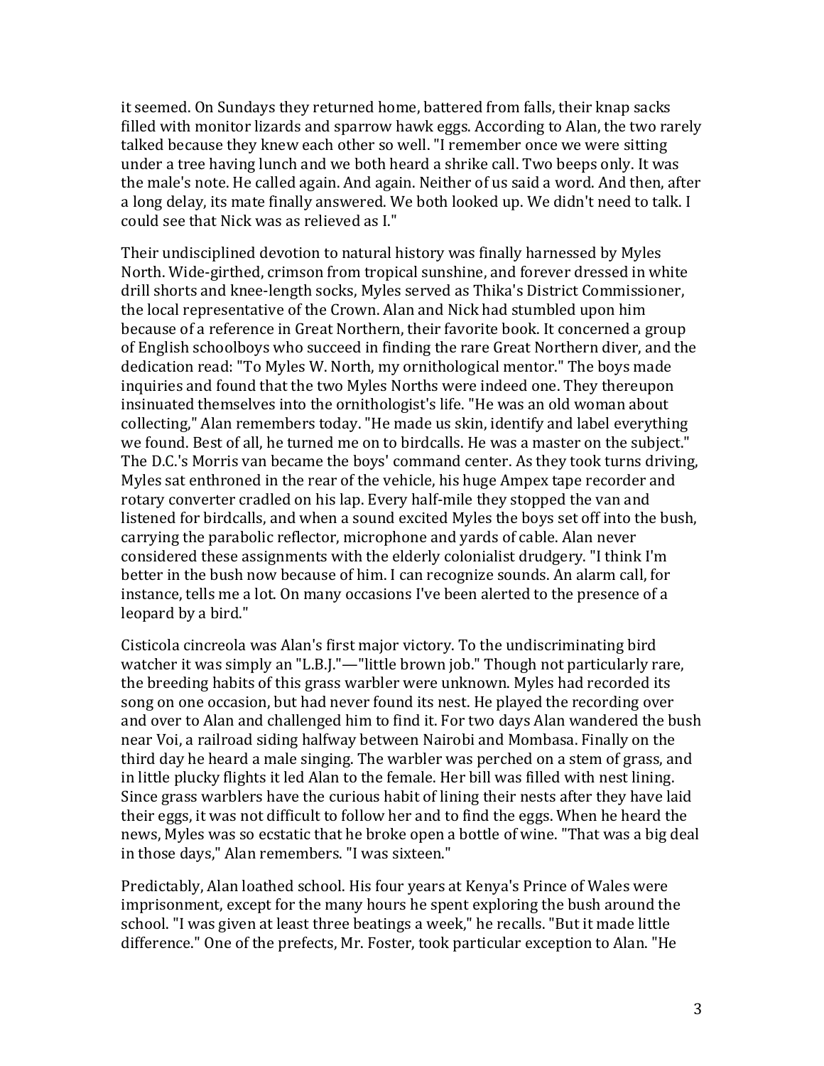it seemed. On Sundays they returned home, battered from falls, their knap sacks filled with monitor lizards and sparrow hawk eggs. According to Alan, the two rarely talked because they knew each other so well. "I remember once we were sitting under a tree having lunch and we both heard a shrike call. Two beeps only. It was the male's note. He called again. And again. Neither of us said a word. And then, after a long delay, its mate finally answered. We both looked up. We didn't need to talk. I could see that Nick was as relieved as I."

Their undisciplined devotion to natural history was finally harnessed by Myles North. Wide-girthed, crimson from tropical sunshine, and forever dressed in white drill shorts and knee-length socks, Myles served as Thika's District Commissioner, the local representative of the Crown. Alan and Nick had stumbled upon him because of a reference in Great Northern, their favorite book. It concerned a group of English schoolboys who succeed in finding the rare Great Northern diver, and the dedication read: "To Myles W. North, my ornithological mentor." The boys made inquiries and found that the two Myles Norths were indeed one. They thereupon insinuated themselves into the ornithologist's life. "He was an old woman about collecting," Alan remembers today. "He made us skin, identify and label everything we found. Best of all, he turned me on to birdcalls. He was a master on the subject." The D.C.'s Morris van became the boys' command center. As they took turns driving, Myles sat enthroned in the rear of the vehicle, his huge Ampex tape recorder and rotary converter cradled on his lap. Every half-mile they stopped the van and listened for birdcalls, and when a sound excited Myles the boys set off into the bush, carrying the parabolic reflector, microphone and yards of cable. Alan never considered these assignments with the elderly colonialist drudgery. "I think I'm better in the bush now because of him. I can recognize sounds. An alarm call, for instance, tells me a lot. On many occasions I've been alerted to the presence of a leopard by a bird."

Cisticola cincreola was Alan's first major victory. To the undiscriminating bird watcher it was simply an "L.B.J."—"little brown job." Though not particularly rare, the breeding habits of this grass warbler were unknown. Myles had recorded its song on one occasion, but had never found its nest. He played the recording over and over to Alan and challenged him to find it. For two days Alan wandered the bush near Voi, a railroad siding halfway between Nairobi and Mombasa. Finally on the third day he heard a male singing. The warbler was perched on a stem of grass, and in little plucky flights it led Alan to the female. Her bill was filled with nest lining. Since grass warblers have the curious habit of lining their nests after they have laid their eggs, it was not difficult to follow her and to find the eggs. When he heard the news, Myles was so ecstatic that he broke open a bottle of wine. "That was a big deal in those days," Alan remembers. "I was sixteen."

Predictably, Alan loathed school. His four years at Kenya's Prince of Wales were imprisonment, except for the many hours he spent exploring the bush around the school. "I was given at least three beatings a week," he recalls. "But it made little difference." One of the prefects, Mr. Foster, took particular exception to Alan. "He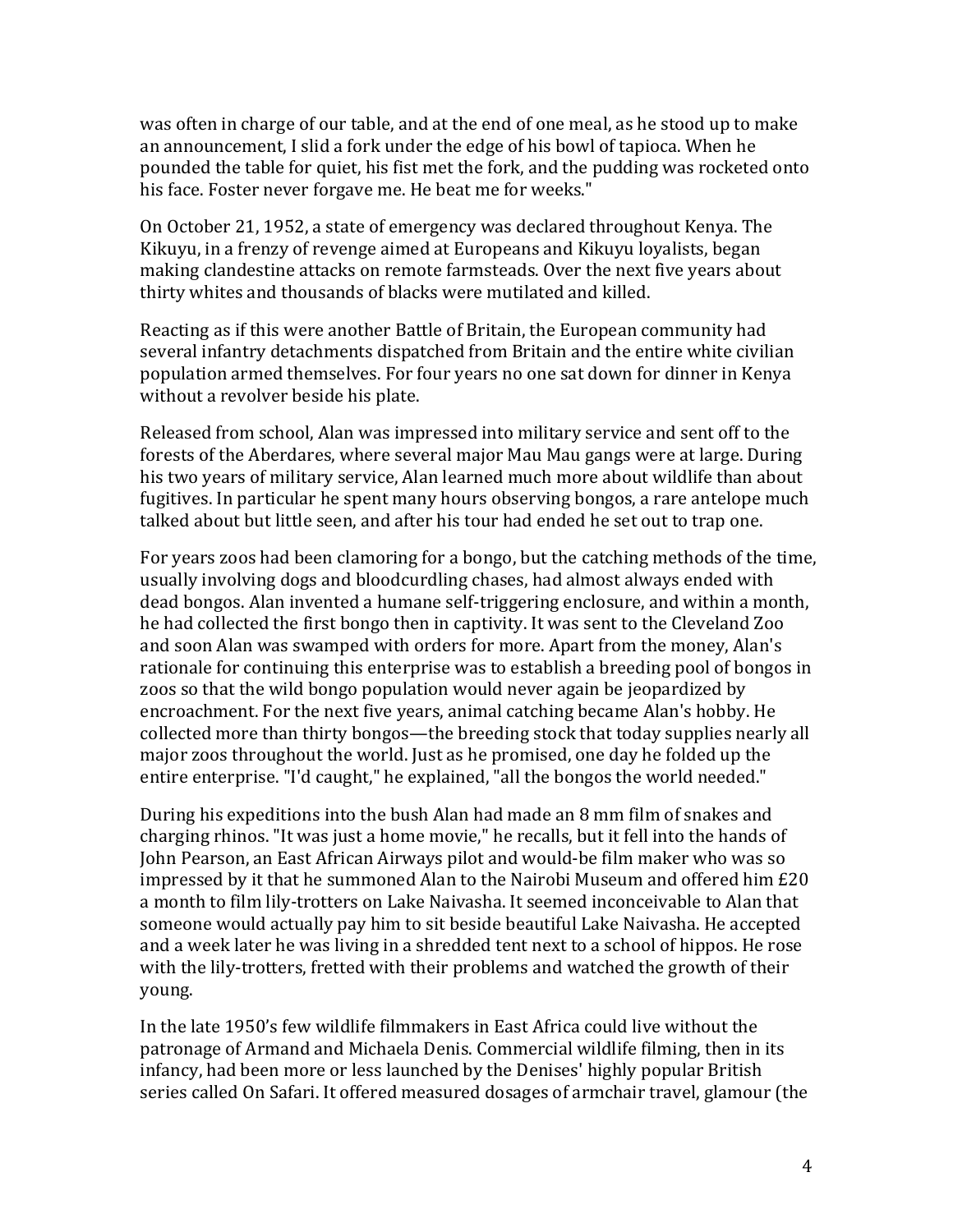was often in charge of our table, and at the end of one meal, as he stood up to make an announcement, I slid a fork under the edge of his bowl of tapioca. When he pounded the table for quiet, his fist met the fork, and the pudding was rocketed onto his face. Foster never forgave me. He beat me for weeks."

On October 21, 1952, a state of emergency was declared throughout Kenya. The Kikuyu, in a frenzy of revenge aimed at Europeans and Kikuyu loyalists, began making clandestine attacks on remote farmsteads. Over the next five years about thirty whites and thousands of blacks were mutilated and killed.

Reacting as if this were another Battle of Britain, the European community had several infantry detachments dispatched from Britain and the entire white civilian population armed themselves. For four years no one sat down for dinner in Kenya without a revolver beside his plate.

Released from school, Alan was impressed into military service and sent off to the forests of the Aberdares, where several major Mau Mau gangs were at large. During his two years of military service, Alan learned much more about wildlife than about fugitives. In particular he spent many hours observing bongos, a rare antelope much talked about but little seen, and after his tour had ended he set out to trap one.

For years zoos had been clamoring for a bongo, but the catching methods of the time, usually involving dogs and bloodcurdling chases, had almost always ended with dead bongos. Alan invented a humane self-triggering enclosure, and within a month, he had collected the first bongo then in captivity. It was sent to the Cleveland Zoo and soon Alan was swamped with orders for more. Apart from the money, Alan's rationale for continuing this enterprise was to establish a breeding pool of bongos in zoos so that the wild bongo population would never again be jeopardized by encroachment. For the next five years, animal catching became Alan's hobby. He collected more than thirty bongos—the breeding stock that today supplies nearly all major zoos throughout the world. Just as he promised, one day he folded up the entire enterprise. "I'd caught," he explained, "all the bongos the world needed."

During his expeditions into the bush Alan had made an 8 mm film of snakes and charging rhinos. "It was just a home movie," he recalls, but it fell into the hands of John Pearson, an East African Airways pilot and would-be film maker who was so impressed by it that he summoned Alan to the Nairobi Museum and offered him £20 a month to film lily-trotters on Lake Naivasha. It seemed inconceivable to Alan that someone would actually pay him to sit beside beautiful Lake Naivasha. He accepted and a week later he was living in a shredded tent next to a school of hippos. He rose with the lily-trotters, fretted with their problems and watched the growth of their young.

In the late 1950's few wildlife filmmakers in East Africa could live without the patronage of Armand and Michaela Denis. Commercial wildlife filming, then in its infancy, had been more or less launched by the Denises' highly popular British series called On Safari. It offered measured dosages of armchair travel, glamour (the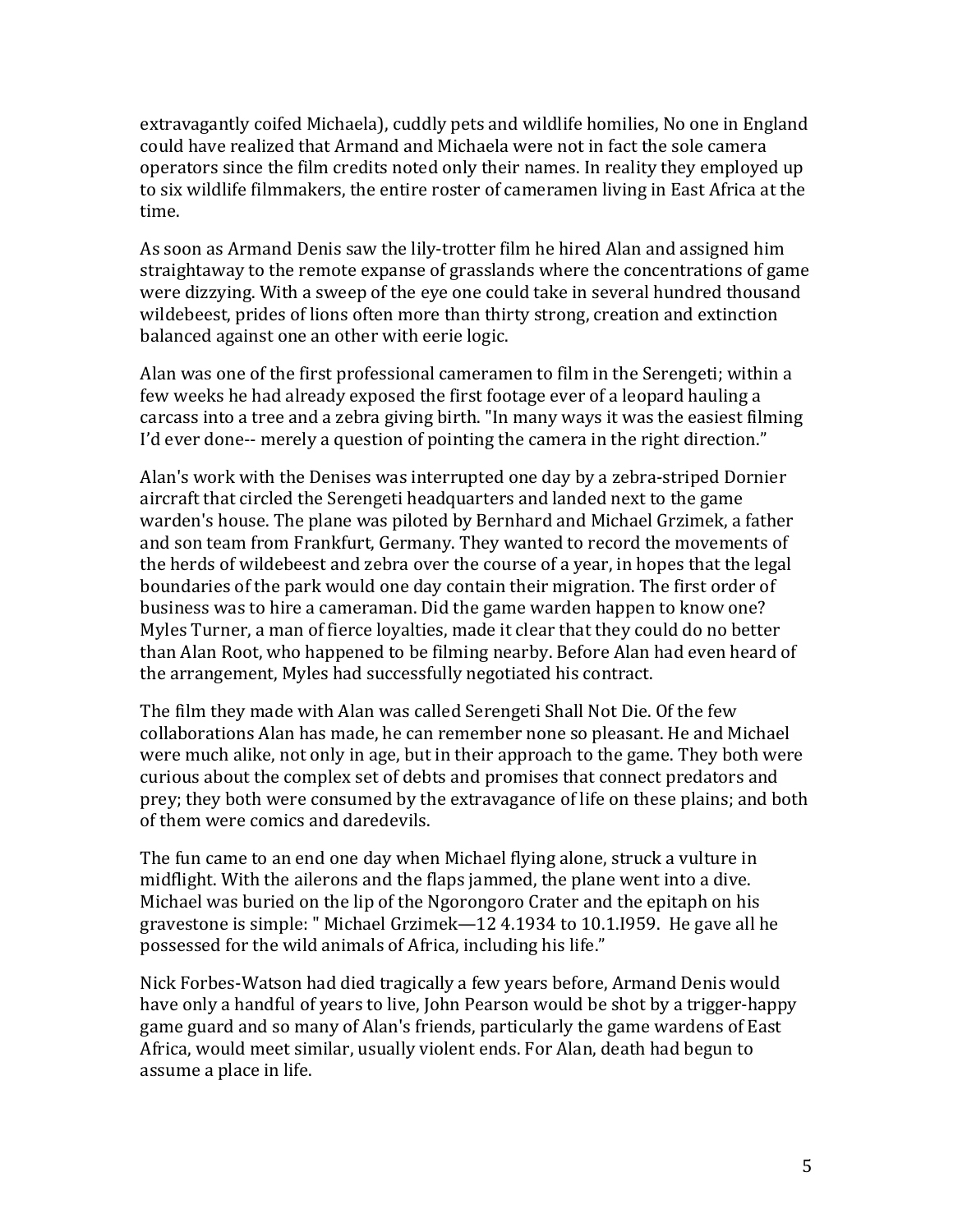extravagantly coifed Michaela), cuddly pets and wildlife homilies, No one in England could have realized that Armand and Michaela were not in fact the sole camera operators since the film credits noted only their names. In reality they employed up to six wildlife filmmakers, the entire roster of cameramen living in East Africa at the time.

As soon as Armand Denis saw the lily-trotter film he hired Alan and assigned him straightaway to the remote expanse of grasslands where the concentrations of game were dizzying. With a sweep of the eye one could take in several hundred thousand wildebeest, prides of lions often more than thirty strong, creation and extinction balanced against one an other with eerie logic.

Alan was one of the first professional cameramen to film in the Serengeti; within a few weeks he had already exposed the first footage ever of a leopard hauling a carcass into a tree and a zebra giving birth. "In many ways it was the easiest filming I'd ever done-- merely a question of pointing the camera in the right direction."

Alan's work with the Denises was interrupted one day by a zebra-striped Dornier aircraft that circled the Serengeti headquarters and landed next to the game warden's house. The plane was piloted by Bernhard and Michael Grzimek, a father and son team from Frankfurt, Germany. They wanted to record the movements of the herds of wildebeest and zebra over the course of a year, in hopes that the legal boundaries of the park would one day contain their migration. The first order of business was to hire a cameraman. Did the game warden happen to know one? Myles Turner, a man of fierce loyalties, made it clear that they could do no better than Alan Root, who happened to be filming nearby. Before Alan had even heard of the arrangement, Myles had successfully negotiated his contract.

The film they made with Alan was called Serengeti Shall Not Die. Of the few collaborations Alan has made, he can remember none so pleasant. He and Michael were much alike, not only in age, but in their approach to the game. They both were curious about the complex set of debts and promises that connect predators and prey; they both were consumed by the extravagance of life on these plains; and both of them were comics and daredevils.

The fun came to an end one day when Michael flying alone, struck a vulture in midflight. With the ailerons and the flaps jammed, the plane went into a dive. Michael was buried on the lip of the Ngorongoro Crater and the epitaph on his gravestone is simple: " Michael Grzimek—12 4.1934 to 10.1.I959. He gave all he possessed for the wild animals of Africa, including his life."

Nick Forbes-Watson had died tragically a few years before, Armand Denis would have only a handful of years to live, John Pearson would be shot by a trigger-happy game guard and so many of Alan's friends, particularly the game wardens of East Africa, would meet similar, usually violent ends. For Alan, death had begun to assume a place in life.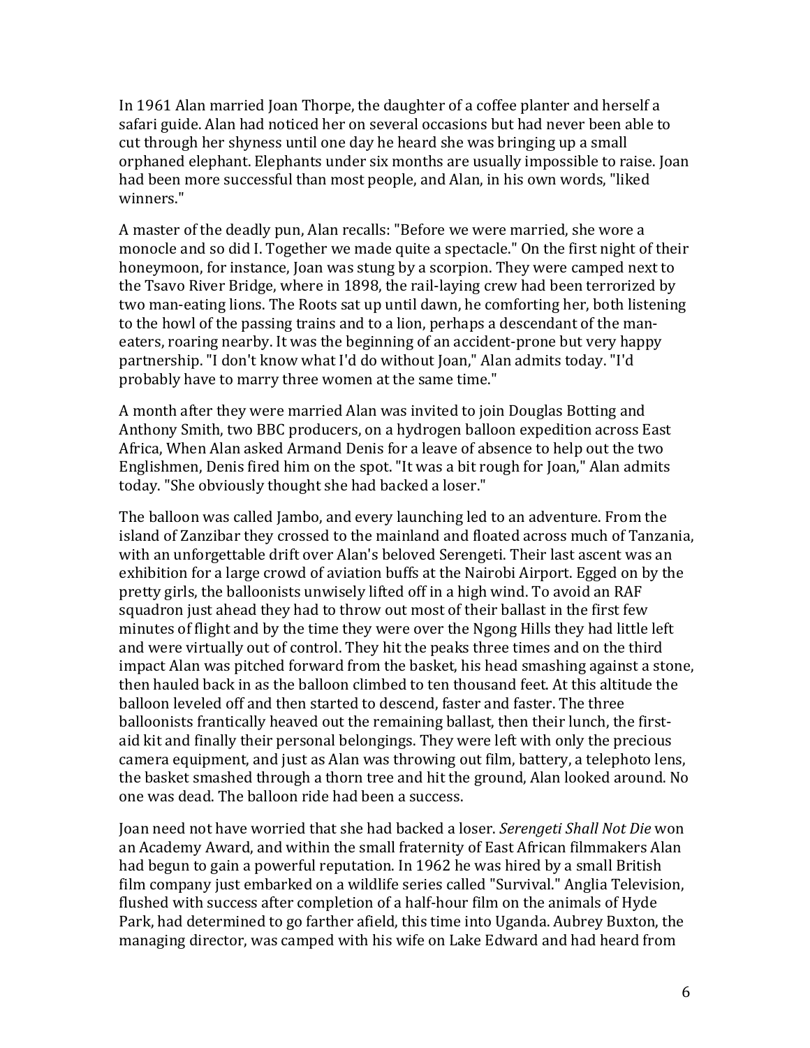In 1961 Alan married Joan Thorpe, the daughter of a coffee planter and herself a safari guide. Alan had noticed her on several occasions but had never been able to cut through her shyness until one day he heard she was bringing up a small orphaned elephant. Elephants under six months are usually impossible to raise. Joan had been more successful than most people, and Alan, in his own words, "liked winners."

A master of the deadly pun, Alan recalls: "Before we were married, she wore a monocle and so did I. Together we made quite a spectacle." On the first night of their honeymoon, for instance, Joan was stung by a scorpion. They were camped next to the Tsavo River Bridge, where in 1898, the rail-laying crew had been terrorized by two man-eating lions. The Roots sat up until dawn, he comforting her, both listening to the howl of the passing trains and to a lion, perhaps a descendant of the man-eaters, roaring nearby. It was the beginning of an accident-prone but very happy partnership. "I don't know what I'd do without Joan," Alan admits today. "I'd probably have to marry three women at the same time."

A month after they were married Alan was invited to join Douglas Botting and Anthony Smith, two BBC producers, on a hydrogen balloon expedition across East Africa, When Alan asked Armand Denis for a leave of absence to help out the two Englishmen, Denis fired him on the spot. "It was a bit rough for Joan," Alan admits today. "She obviously thought she had backed a loser."

The balloon was called Jambo, and every launching led to an adventure. From the island of Zanzibar they crossed to the mainland and floated across much of Tanzania, with an unforgettable drift over Alan's beloved Serengeti. Their last ascent was an exhibition for a large crowd of aviation buffs at the Nairobi Airport. Egged on by the pretty girls, the balloonists unwisely lifted off in a high wind. To avoid an RAF squadron just ahead they had to throw out most of their ballast in the first few minutes of flight and by the time they were over the Ngong Hills they had little left and were virtually out of control. They hit the peaks three times and on the third impact Alan was pitched forward from the basket, his head smashing against a stone, then hauled back in as the balloon climbed to ten thousand feet. At this altitude the balloon leveled off and then started to descend, faster and faster. The three balloonists frantically heaved out the remaining ballast, then their lunch, the first-aid kit and finally their personal belongings. They were left with only the precious camera equipment, and just as Alan was throwing out film, battery, a telephoto lens, the basket smashed through a thorn tree and hit the ground, Alan looked around. No one was dead. The balloon ride had been a success.

Joan need not have worried that she had backed a loser. *Serengeti Shall Not Die* won an Academy Award, and within the small fraternity of East African filmmakers Alan had begun to gain a powerful reputation. In 1962 he was hired by a small British film company just embarked on a wildlife series called "Survival." Anglia Television, flushed with success after completion of a half-hour film on the animals of Hyde Park, had determined to go farther afield, this time into Uganda. Aubrey Buxton, the managing director, was camped with his wife on Lake Edward and had heard from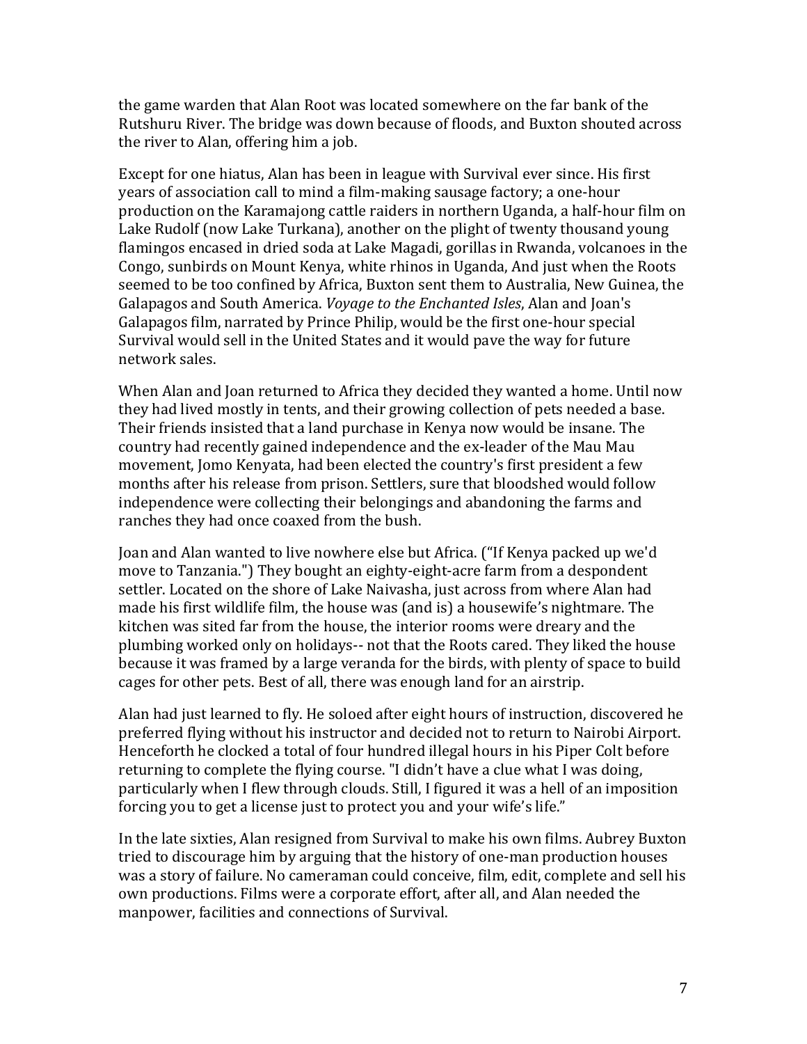the game warden that Alan Root was located somewhere on the far bank of the Rutshuru River. The bridge was down because of floods, and Buxton shouted across the river to Alan, offering him a job.

Except for one hiatus, Alan has been in league with Survival ever since. His first years of association call to mind a film-making sausage factory; a one-hour production on the Karamajong cattle raiders in northern Uganda, a half-hour film on Lake Rudolf (now Lake Turkana), another on the plight of twenty thousand young flamingos encased in dried soda at Lake Magadi, gorillas in Rwanda, volcanoes in the Congo, sunbirds on Mount Kenya, white rhinos in Uganda, And just when the Roots seemed to be too confined by Africa, Buxton sent them to Australia, New Guinea, the Galapagos and South America. *Voyage to the Enchanted Isles*, Alan and Joan's Galapagos film, narrated by Prince Philip, would be the first one-hour special Survival would sell in the United States and it would pave the way for future network sales.

When Alan and Joan returned to Africa they decided they wanted a home. Until now they had lived mostly in tents, and their growing collection of pets needed a base. Their friends insisted that a land purchase in Kenya now would be insane. The country had recently gained independence and the ex-leader of the Mau Mau movement, Jomo Kenyata, had been elected the country's first president a few months after his release from prison. Settlers, sure that bloodshed would follow independence were collecting their belongings and abandoning the farms and ranches they had once coaxed from the bush.

Joan and Alan wanted to live nowhere else but Africa. ("If Kenya packed up we'd move to Tanzania.") They bought an eighty-eight-acre farm from a despondent settler. Located on the shore of Lake Naivasha, just across from where Alan had made his first wildlife film, the house was (and is) a housewife's nightmare. The kitchen was sited far from the house, the interior rooms were dreary and the plumbing worked only on holidays-- not that the Roots cared. They liked the house because it was framed by a large veranda for the birds, with plenty of space to build cages for other pets. Best of all, there was enough land for an airstrip.

Alan had just learned to fly. He soloed after eight hours of instruction, discovered he preferred flying without his instructor and decided not to return to Nairobi Airport. Henceforth he clocked a total of four hundred illegal hours in his Piper Colt before returning to complete the flying course. "I didn't have a clue what I was doing, particularly when I flew through clouds. Still, I figured it was a hell of an imposition forcing you to get a license just to protect you and your wife's life."

In the late sixties, Alan resigned from Survival to make his own films. Aubrey Buxton tried to discourage him by arguing that the history of one-man production houses was a story of failure. No cameraman could conceive, film, edit, complete and sell his own productions. Films were a corporate effort, after all, and Alan needed the manpower, facilities and connections of Survival.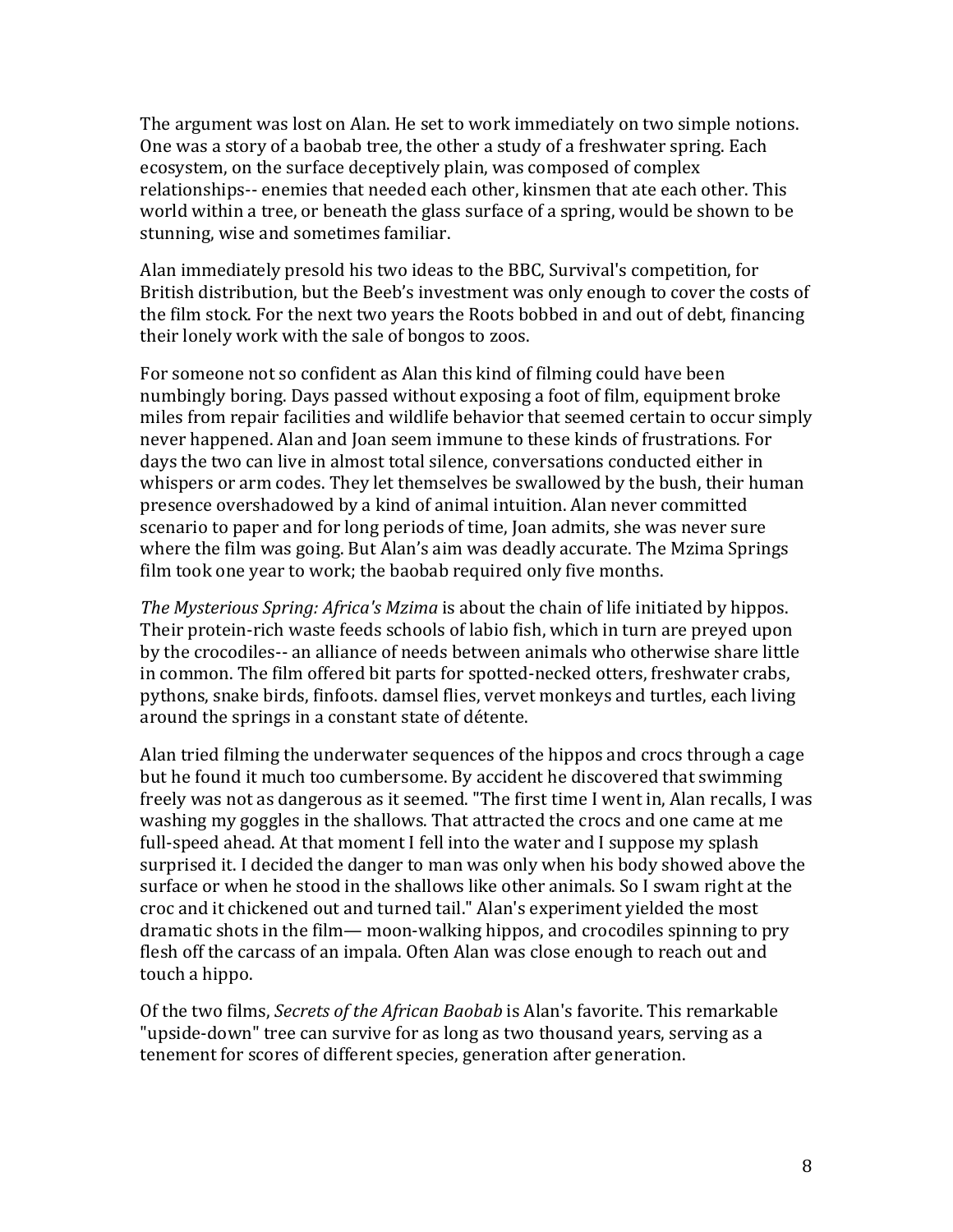The argument was lost on Alan. He set to work immediately on two simple notions. One was a story of a baobab tree, the other a study of a freshwater spring. Each ecosystem, on the surface deceptively plain, was composed of complex relationships-- enemies that needed each other, kinsmen that ate each other. This world within a tree, or beneath the glass surface of a spring, would be shown to be stunning, wise and sometimes familiar.

Alan immediately presold his two ideas to the BBC, Survival's competition, for British distribution, but the Beeb's investment was only enough to cover the costs of the film stock. For the next two years the Roots bobbed in and out of debt, financing their lonely work with the sale of bongos to zoos.

For someone not so confident as Alan this kind of filming could have been numbingly boring. Days passed without exposing a foot of film, equipment broke miles from repair facilities and wildlife behavior that seemed certain to occur simply never happened. Alan and Joan seem immune to these kinds of frustrations. For days the two can live in almost total silence, conversations conducted either in whispers or arm codes. They let themselves be swallowed by the bush, their human presence overshadowed by a kind of animal intuition. Alan never committed scenario to paper and for long periods of time, Joan admits, she was never sure where the film was going. But Alan's aim was deadly accurate. The Mzima Springs film took one year to work; the baobab required only five months.

*The Mysterious Spring: Africa's Mzima* is about the chain of life initiated by hippos. Their protein-rich waste feeds schools of labio fish, which in turn are preyed upon by the crocodiles-- an alliance of needs between animals who otherwise share little in common. The film offered bit parts for spotted-necked otters, freshwater crabs, pythons, snake birds, finfoots. damsel flies, vervet monkeys and turtles, each living around the springs in a constant state of détente.

Alan tried filming the underwater sequences of the hippos and crocs through a cage but he found it much too cumbersome. By accident he discovered that swimming freely was not as dangerous as it seemed. "The first time I went in, Alan recalls, I was washing my goggles in the shallows. That attracted the crocs and one came at me full-speed ahead. At that moment I fell into the water and I suppose my splash surprised it. I decided the danger to man was only when his body showed above the surface or when he stood in the shallows like other animals. So I swam right at the croc and it chickened out and turned tail." Alan's experiment yielded the most dramatic shots in the film— moon-walking hippos, and crocodiles spinning to pry flesh off the carcass of an impala. Often Alan was close enough to reach out and touch a hippo.

Of the two films, *Secrets of the African Baobab* is Alan's favorite. This remarkable "upside-down" tree can survive for as long as two thousand years, serving as a tenement for scores of different species, generation after generation.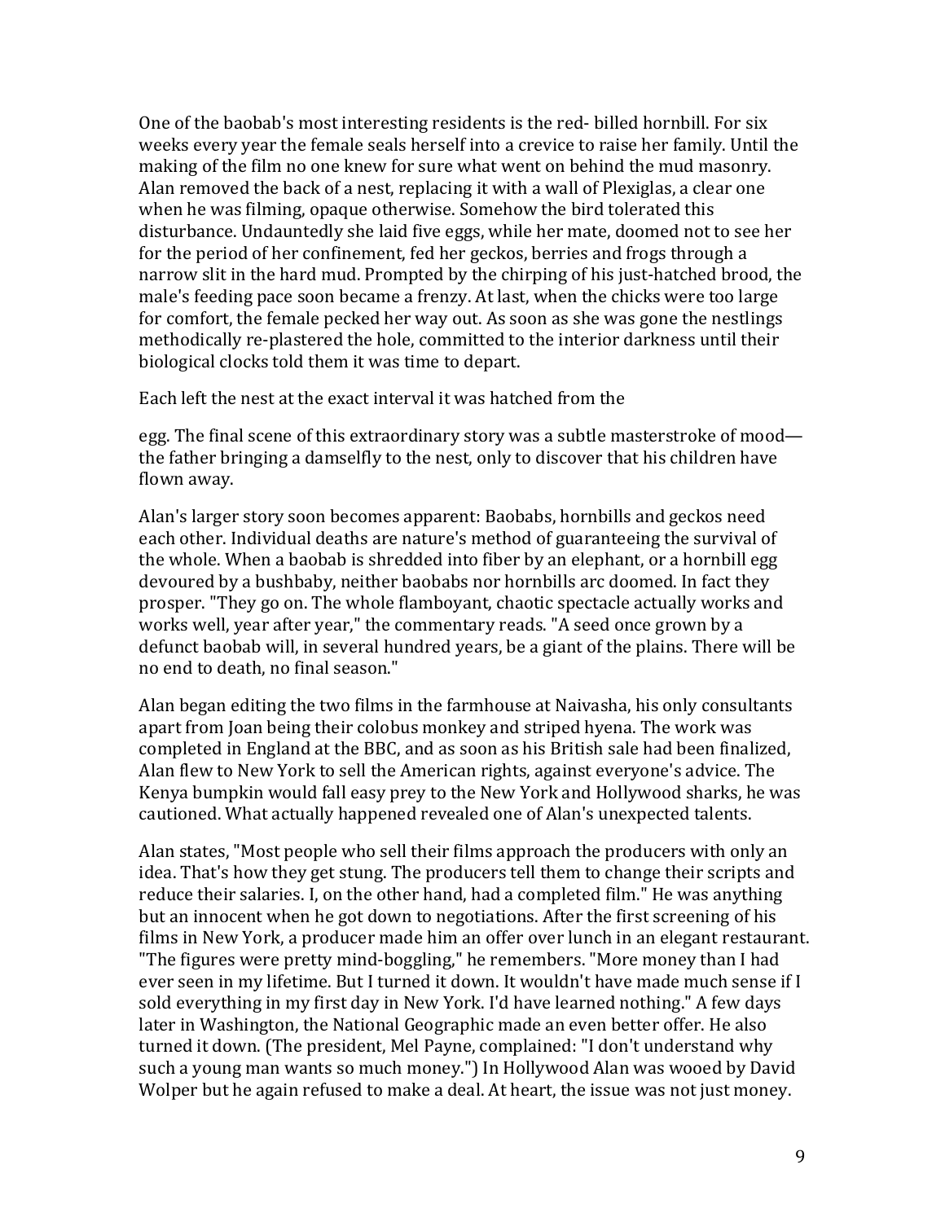One of the baobab's most interesting residents is the red- billed hornbill. For six weeks every year the female seals herself into a crevice to raise her family. Until the making of the film no one knew for sure what went on behind the mud masonry. Alan removed the back of a nest, replacing it with a wall of Plexiglas, a clear one when he was filming, opaque otherwise. Somehow the bird tolerated this disturbance. Undauntedly she laid five eggs, while her mate, doomed not to see her for the period of her confinement, fed her geckos, berries and frogs through a narrow slit in the hard mud. Prompted by the chirping of his just-hatched brood, the male's feeding pace soon became a frenzy. At last, when the chicks were too large for comfort, the female pecked her way out. As soon as she was gone the nestlings methodically re-plastered the hole, committed to the interior darkness until their biological clocks told them it was time to depart.

Each left the nest at the exact interval it was hatched from the

egg. The final scene of this extraordinary story was a subtle masterstroke of mood—the father bringing a damselfly to the nest, only to discover that his children have flown away.

Alan's larger story soon becomes apparent: Baobabs, hornbills and geckos need each other. Individual deaths are nature's method of guaranteeing the survival of the whole. When a baobab is shredded into fiber by an elephant, or a hornbill egg devoured by a bushbaby, neither baobabs nor hornbills arc doomed. In fact they prosper. "They go on. The whole flamboyant, chaotic spectacle actually works and works well, year after year," the commentary reads. "A seed once grown by a defunct baobab will, in several hundred years, be a giant of the plains. There will be no end to death, no final season."

Alan began editing the two films in the farmhouse at Naivasha, his only consultants apart from Joan being their colobus monkey and striped hyena. The work was completed in England at the BBC, and as soon as his British sale had been finalized, Alan flew to New York to sell the American rights, against everyone's advice. The Kenya bumpkin would fall easy prey to the New York and Hollywood sharks, he was cautioned. What actually happened revealed one of Alan's unexpected talents.

Alan states, "Most people who sell their films approach the producers with only an idea. That's how they get stung. The producers tell them to change their scripts and reduce their salaries. I, on the other hand, had a completed film." He was anything but an innocent when he got down to negotiations. After the first screening of his films in New York, a producer made him an offer over lunch in an elegant restaurant. "The figures were pretty mind-boggling," he remembers. "More money than I had ever seen in my lifetime. But I turned it down. It wouldn't have made much sense if I sold everything in my first day in New York. I'd have learned nothing." A few days later in Washington, the National Geographic made an even better offer. He also turned it down. (The president, Mel Payne, complained: "I don't understand why such a young man wants so much money.") In Hollywood Alan was wooed by David Wolper but he again refused to make a deal. At heart, the issue was not just money.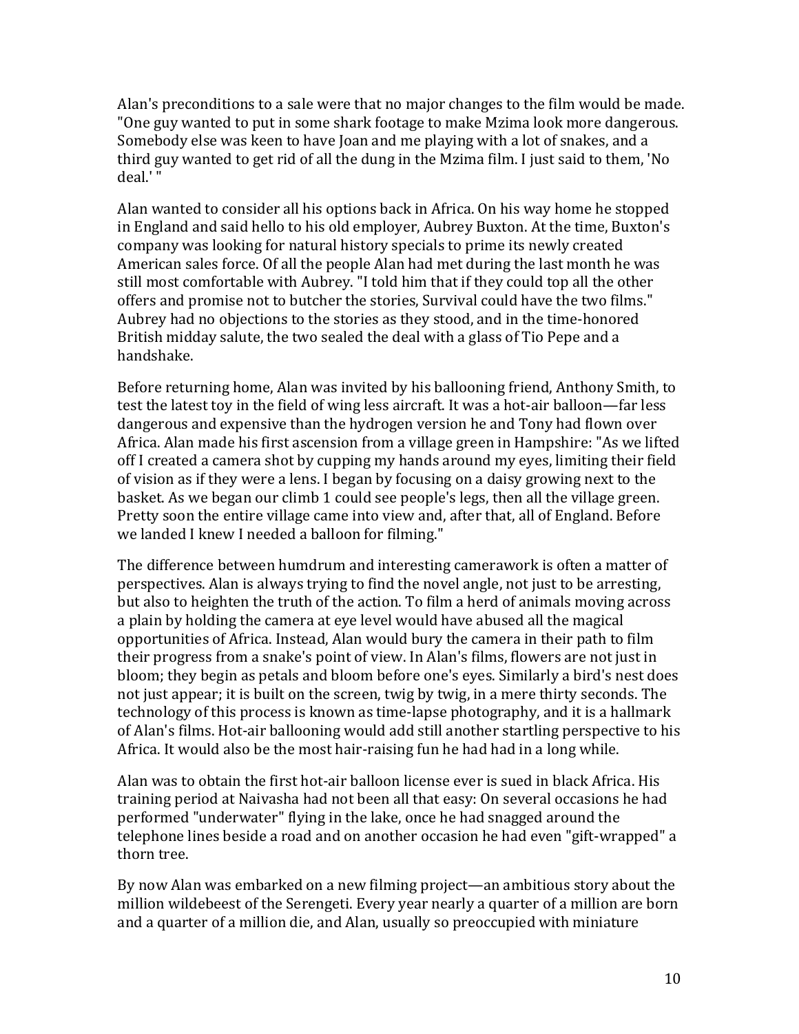Alan's preconditions to a sale were that no major changes to the film would be made. "One guy wanted to put in some shark footage to make Mzima look more dangerous. Somebody else was keen to have Joan and me playing with a lot of snakes, and a third guy wanted to get rid of all the dung in the Mzima film. I just said to them, 'No deal.' "

Alan wanted to consider all his options back in Africa. On his way home he stopped in England and said hello to his old employer, Aubrey Buxton. At the time, Buxton's company was looking for natural history specials to prime its newly created American sales force. Of all the people Alan had met during the last month he was still most comfortable with Aubrey. "I told him that if they could top all the other offers and promise not to butcher the stories, Survival could have the two films." Aubrey had no objections to the stories as they stood, and in the time-honored British midday salute, the two sealed the deal with a glass of Tio Pepe and a handshake.

Before returning home, Alan was invited by his ballooning friend, Anthony Smith, to test the latest toy in the field of wing less aircraft. It was a hot-air balloon—far less dangerous and expensive than the hydrogen version he and Tony had flown over Africa. Alan made his first ascension from a village green in Hampshire: "As we lifted off I created a camera shot by cupping my hands around my eyes, limiting their field of vision as if they were a lens. I began by focusing on a daisy growing next to the basket. As we began our climb 1 could see people's legs, then all the village green. Pretty soon the entire village came into view and, after that, all of England. Before we landed I knew I needed a balloon for filming."

The difference between humdrum and interesting camerawork is often a matter of perspectives. Alan is always trying to find the novel angle, not just to be arresting, but also to heighten the truth of the action. To film a herd of animals moving across a plain by holding the camera at eye level would have abused all the magical opportunities of Africa. Instead, Alan would bury the camera in their path to film their progress from a snake's point of view. In Alan's films, flowers are not just in bloom; they begin as petals and bloom before one's eyes. Similarly a bird's nest does not just appear; it is built on the screen, twig by twig, in a mere thirty seconds. The technology of this process is known as time-lapse photography, and it is a hallmark of Alan's films. Hot-air ballooning would add still another startling perspective to his Africa. It would also be the most hair-raising fun he had had in a long while.

Alan was to obtain the first hot-air balloon license ever is sued in black Africa. His training period at Naivasha had not been all that easy: On several occasions he had performed "underwater" flying in the lake, once he had snagged around the telephone lines beside a road and on another occasion he had even "gift-wrapped" a thorn tree.

By now Alan was embarked on a new filming project—an ambitious story about the million wildebeest of the Serengeti. Every year nearly a quarter of a million are born and a quarter of a million die, and Alan, usually so preoccupied with miniature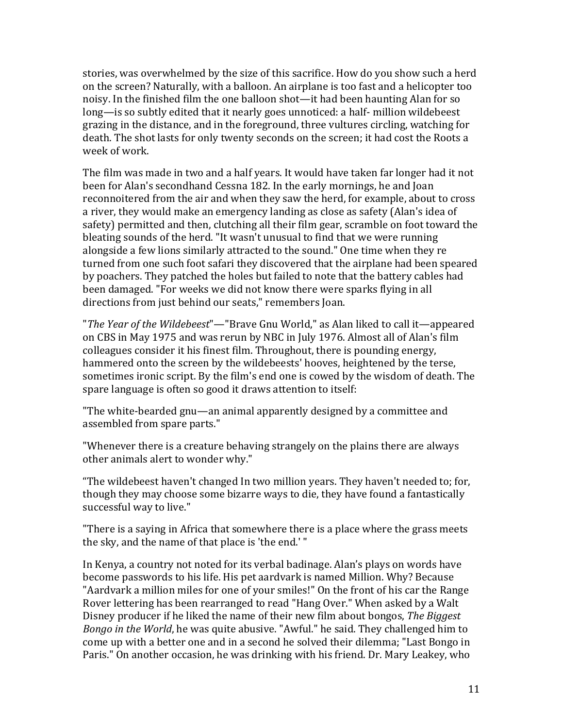stories, was overwhelmed by the size of this sacrifice. How do you show such a herd on the screen? Naturally, with a balloon. An airplane is too fast and a helicopter too noisy. In the finished film the one balloon shot—it had been haunting Alan for so long—is so subtly edited that it nearly goes unnoticed: a half- million wildebeest grazing in the distance, and in the foreground, three vultures circling, watching for death. The shot lasts for only twenty seconds on the screen; it had cost the Roots a week of work.

The film was made in two and a half years. It would have taken far longer had it not been for Alan's secondhand Cessna 182. In the early mornings, he and Joan reconnoitered from the air and when they saw the herd, for example, about to cross a river, they would make an emergency landing as close as safety (Alan's idea of safety) permitted and then, clutching all their film gear, scramble on foot toward the bleating sounds of the herd. "It wasn't unusual to find that we were running alongside a few lions similarly attracted to the sound." One time when they re turned from one such foot safari they discovered that the airplane had been speared by poachers. They patched the holes but failed to note that the battery cables had been damaged. "For weeks we did not know there were sparks flying in all directions from just behind our seats," remembers Joan.

"*The Year of the Wildebeest*"—"Brave Gnu World," as Alan liked to call it—appeared on CBS in May 1975 and was rerun by NBC in July 1976. Almost all of Alan's film colleagues consider it his finest film. Throughout, there is pounding energy, hammered onto the screen by the wildebeests' hooves, heightened by the terse, sometimes ironic script. By the film's end one is cowed by the wisdom of death. The spare language is often so good it draws attention to itself:

"The white-bearded gnu—an animal apparently designed by a committee and assembled from spare parts."

"Whenever there is a creature behaving strangely on the plains there are always other animals alert to wonder why."

"The wildebeest haven't changed In two million years. They haven't needed to; for, though they may choose some bizarre ways to die, they have found a fantastically successful way to live."

"There is a saying in Africa that somewhere there is a place where the grass meets the sky, and the name of that place is 'the end.' "

In Kenya, a country not noted for its verbal badinage. Alan's plays on words have become passwords to his life. His pet aardvark is named Million. Why? Because "Aardvark a million miles for one of your smiles!" On the front of his car the Range Rover lettering has been rearranged to read "Hang Over." When asked by a Walt Disney producer if he liked the name of their new film about bongos, *The Biggest Bongo in the World*, he was quite abusive. "Awful." he said. They challenged him to come up with a better one and in a second he solved their dilemma; "Last Bongo in Paris." On another occasion, he was drinking with his friend. Dr. Mary Leakey, who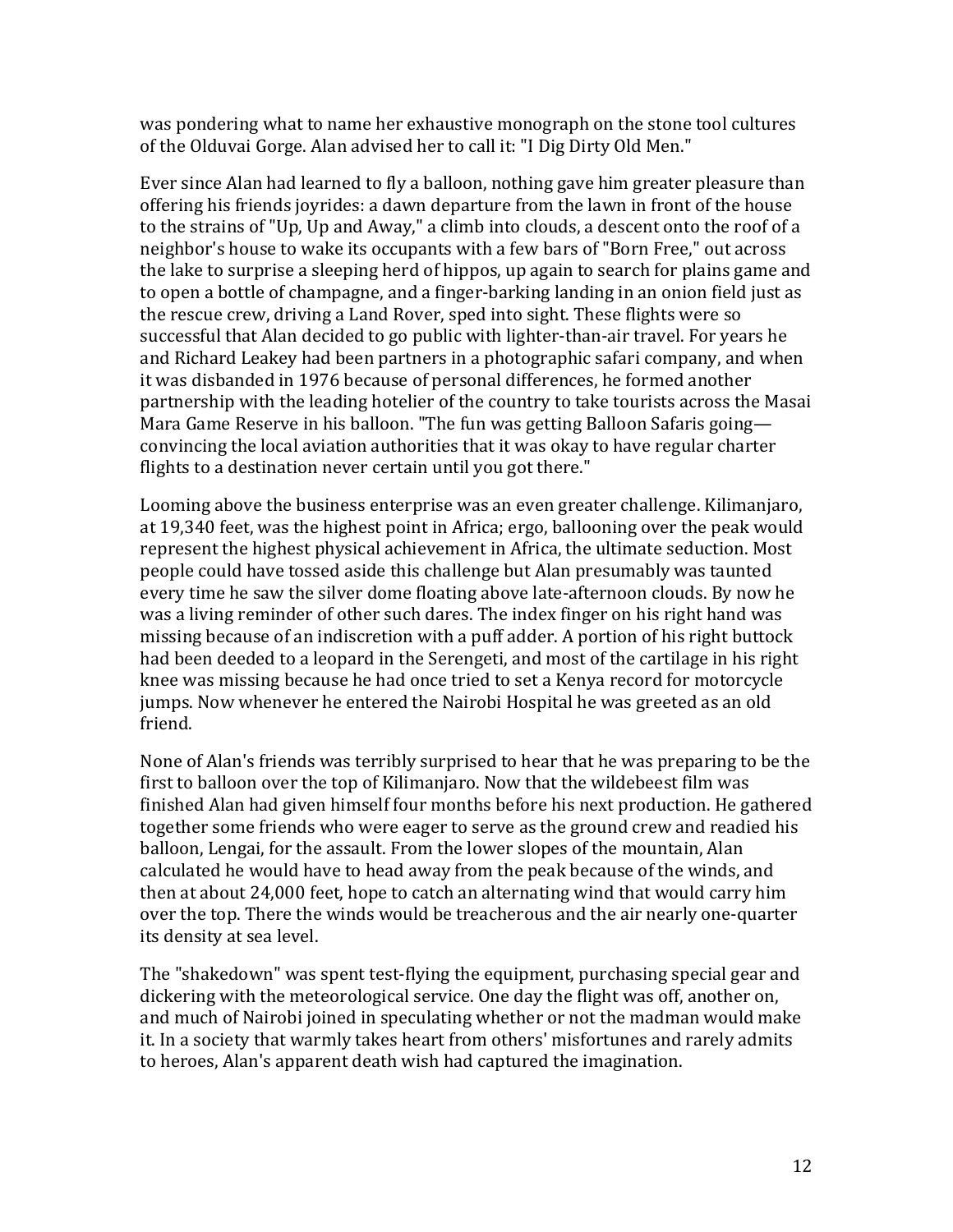was pondering what to name her exhaustive monograph on the stone tool cultures of the Olduvai Gorge. Alan advised her to call it: "I Dig Dirty Old Men."

Ever since Alan had learned to fly a balloon, nothing gave him greater pleasure than offering his friends joyrides: a dawn departure from the lawn in front of the house to the strains of "Up, Up and Away," a climb into clouds, a descent onto the roof of a neighbor's house to wake its occupants with a few bars of "Born Free," out across the lake to surprise a sleeping herd of hippos, up again to search for plains game and to open a bottle of champagne, and a finger-barking landing in an onion field just as the rescue crew, driving a Land Rover, sped into sight. These flights were so successful that Alan decided to go public with lighter-than-air travel. For years he and Richard Leakey had been partners in a photographic safari company, and when it was disbanded in 1976 because of personal differences, he formed another partnership with the leading hotelier of the country to take tourists across the Masai Mara Game Reserve in his balloon. "The fun was getting Balloon Safaris going—convincing the local aviation authorities that it was okay to have regular charter flights to a destination never certain until you got there."

Looming above the business enterprise was an even greater challenge. Kilimanjaro, at 19,340 feet, was the highest point in Africa; ergo, ballooning over the peak would represent the highest physical achievement in Africa, the ultimate seduction. Most people could have tossed aside this challenge but Alan presumably was taunted every time he saw the silver dome floating above late-afternoon clouds. By now he was a living reminder of other such dares. The index finger on his right hand was missing because of an indiscretion with a puff adder. A portion of his right buttock had been deeded to a leopard in the Serengeti, and most of the cartilage in his right knee was missing because he had once tried to set a Kenya record for motorcycle jumps. Now whenever he entered the Nairobi Hospital he was greeted as an old friend.

None of Alan's friends was terribly surprised to hear that he was preparing to be the first to balloon over the top of Kilimanjaro. Now that the wildebeest film was finished Alan had given himself four months before his next production. He gathered together some friends who were eager to serve as the ground crew and readied his balloon, Lengai, for the assault. From the lower slopes of the mountain, Alan calculated he would have to head away from the peak because of the winds, and then at about 24,000 feet, hope to catch an alternating wind that would carry him over the top. There the winds would be treacherous and the air nearly one-quarter its density at sea level.

The "shakedown" was spent test-flying the equipment, purchasing special gear and dickering with the meteorological service. One day the flight was off, another on, and much of Nairobi joined in speculating whether or not the madman would make it. In a society that warmly takes heart from others' misfortunes and rarely admits to heroes, Alan's apparent death wish had captured the imagination.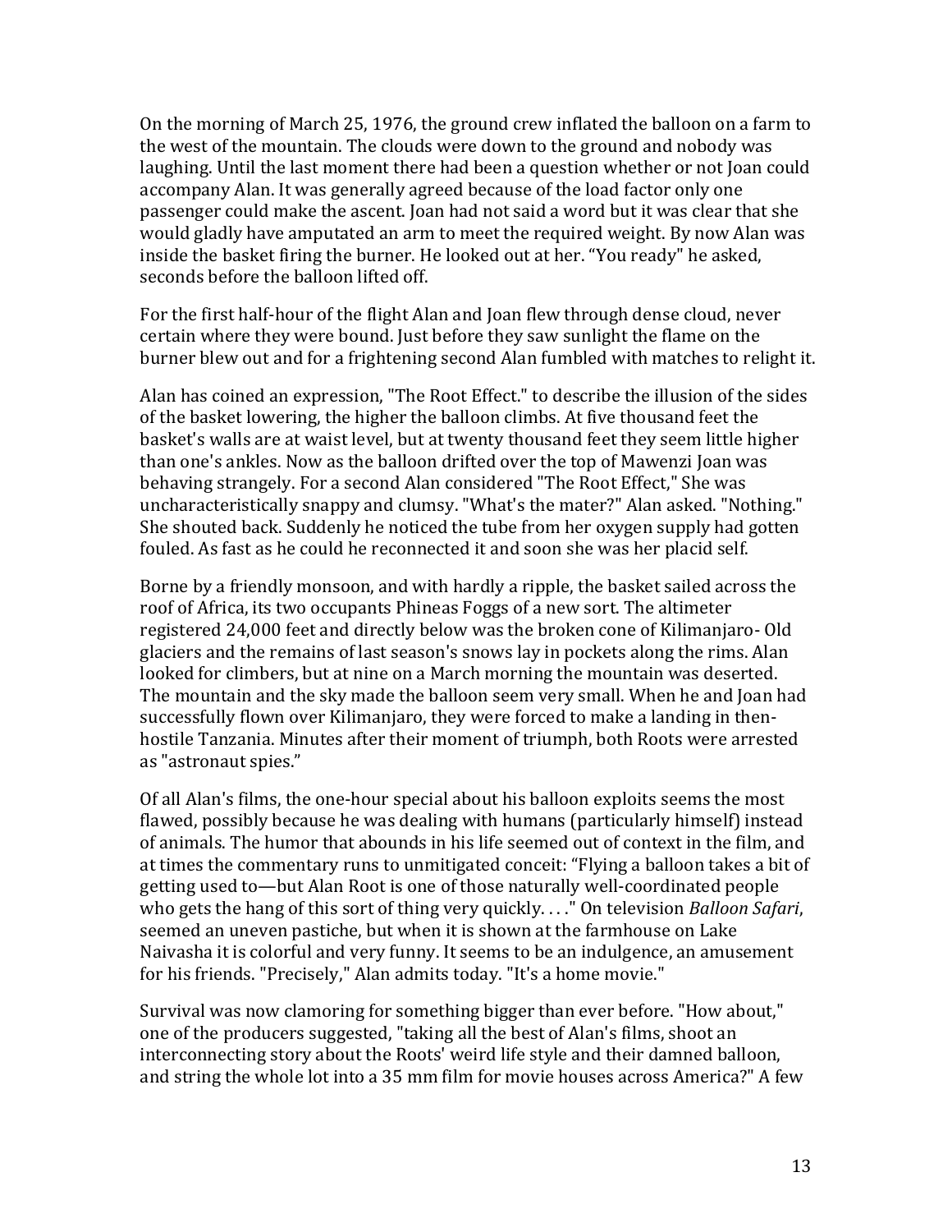On the morning of March 25, 1976, the ground crew inflated the balloon on a farm to the west of the mountain. The clouds were down to the ground and nobody was laughing. Until the last moment there had been a question whether or not Joan could accompany Alan. It was generally agreed because of the load factor only one passenger could make the ascent. Joan had not said a word but it was clear that she would gladly have amputated an arm to meet the required weight. By now Alan was inside the basket firing the burner. He looked out at her. "You ready" he asked, seconds before the balloon lifted off.

For the first half-hour of the flight Alan and Joan flew through dense cloud, never certain where they were bound. Just before they saw sunlight the flame on the burner blew out and for a frightening second Alan fumbled with matches to relight it.

Alan has coined an expression, "The Root Effect." to describe the illusion of the sides of the basket lowering, the higher the balloon climbs. At five thousand feet the basket's walls are at waist level, but at twenty thousand feet they seem little higher than one's ankles. Now as the balloon drifted over the top of Mawenzi Joan was behaving strangely. For a second Alan considered "The Root Effect," She was uncharacteristically snappy and clumsy. "What's the mater?" Alan asked. "Nothing." She shouted back. Suddenly he noticed the tube from her oxygen supply had gotten fouled. As fast as he could he reconnected it and soon she was her placid self.

Borne by a friendly monsoon, and with hardly a ripple, the basket sailed across the roof of Africa, its two occupants Phineas Foggs of a new sort. The altimeter registered 24,000 feet and directly below was the broken cone of Kilimanjaro- Old glaciers and the remains of last season's snows lay in pockets along the rims. Alan looked for climbers, but at nine on a March morning the mountain was deserted. The mountain and the sky made the balloon seem very small. When he and Joan had successfully flown over Kilimanjaro, they were forced to make a landing in then-hostile Tanzania. Minutes after their moment of triumph, both Roots were arrested as "astronaut spies."

Of all Alan's films, the one-hour special about his balloon exploits seems the most flawed, possibly because he was dealing with humans (particularly himself) instead of animals. The humor that abounds in his life seemed out of context in the film, and at times the commentary runs to unmitigated conceit: "Flying a balloon takes a bit of getting used to—but Alan Root is one of those naturally well-coordinated people who gets the hang of this sort of thing very quickly. . . ." On television *Balloon Safari*, seemed an uneven pastiche, but when it is shown at the farmhouse on Lake Naivasha it is colorful and very funny. It seems to be an indulgence, an amusement for his friends. "Precisely," Alan admits today. "It's a home movie."

Survival was now clamoring for something bigger than ever before. "How about," one of the producers suggested, "taking all the best of Alan's films, shoot an interconnecting story about the Roots' weird life style and their damned balloon, and string the whole lot into a 35 mm film for movie houses across America?" A few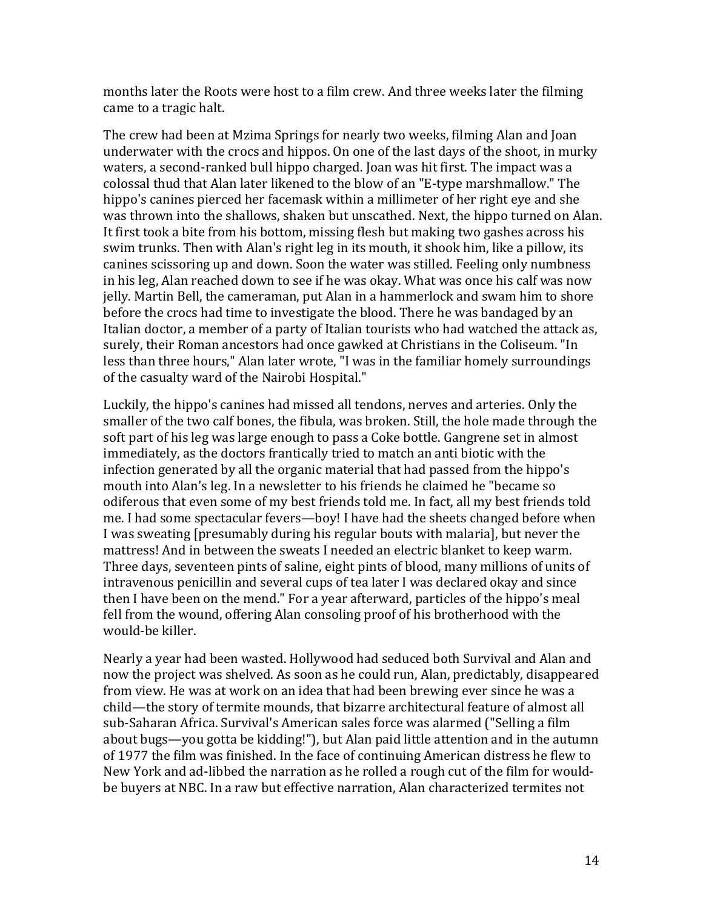months later the Roots were host to a film crew. And three weeks later the filming came to a tragic halt.

The crew had been at Mzima Springs for nearly two weeks, filming Alan and Joan underwater with the crocs and hippos. On one of the last days of the shoot, in murky waters, a second-ranked bull hippo charged. Joan was hit first. The impact was a colossal thud that Alan later likened to the blow of an "E-type marshmallow." The hippo's canines pierced her facemask within a millimeter of her right eye and she was thrown into the shallows, shaken but unscathed. Next, the hippo turned on Alan. It first took a bite from his bottom, missing flesh but making two gashes across his swim trunks. Then with Alan's right leg in its mouth, it shook him, like a pillow, its canines scissoring up and down. Soon the water was stilled. Feeling only numbness in his leg, Alan reached down to see if he was okay. What was once his calf was now jelly. Martin Bell, the cameraman, put Alan in a hammerlock and swam him to shore before the crocs had time to investigate the blood. There he was bandaged by an Italian doctor, a member of a party of Italian tourists who had watched the attack as, surely, their Roman ancestors had once gawked at Christians in the Coliseum. "In less than three hours," Alan later wrote, "I was in the familiar homely surroundings of the casualty ward of the Nairobi Hospital."

Luckily, the hippo's canines had missed all tendons, nerves and arteries. Only the smaller of the two calf bones, the fibula, was broken. Still, the hole made through the soft part of his leg was large enough to pass a Coke bottle. Gangrene set in almost immediately, as the doctors frantically tried to match an anti biotic with the infection generated by all the organic material that had passed from the hippo's mouth into Alan's leg. In a newsletter to his friends he claimed he "became so odiferous that even some of my best friends told me. In fact, all my best friends told me. I had some spectacular fevers—boy! I have had the sheets changed before when I was sweating [presumably during his regular bouts with malaria], but never the mattress! And in between the sweats I needed an electric blanket to keep warm. Three days, seventeen pints of saline, eight pints of blood, many millions of units of intravenous penicillin and several cups of tea later I was declared okay and since then I have been on the mend." For a year afterward, particles of the hippo's meal fell from the wound, offering Alan consoling proof of his brotherhood with the would-be killer.

Nearly a year had been wasted. Hollywood had seduced both Survival and Alan and now the project was shelved. As soon as he could run, Alan, predictably, disappeared from view. He was at work on an idea that had been brewing ever since he was a child—the story of termite mounds, that bizarre architectural feature of almost all sub-Saharan Africa. Survival's American sales force was alarmed ("Selling a film about bugs—you gotta be kidding!"), but Alan paid little attention and in the autumn of 1977 the film was finished. In the face of continuing American distress he flew to New York and ad-libbed the narration as he rolled a rough cut of the film for would-be buyers at NBC. In a raw but effective narration, Alan characterized termites not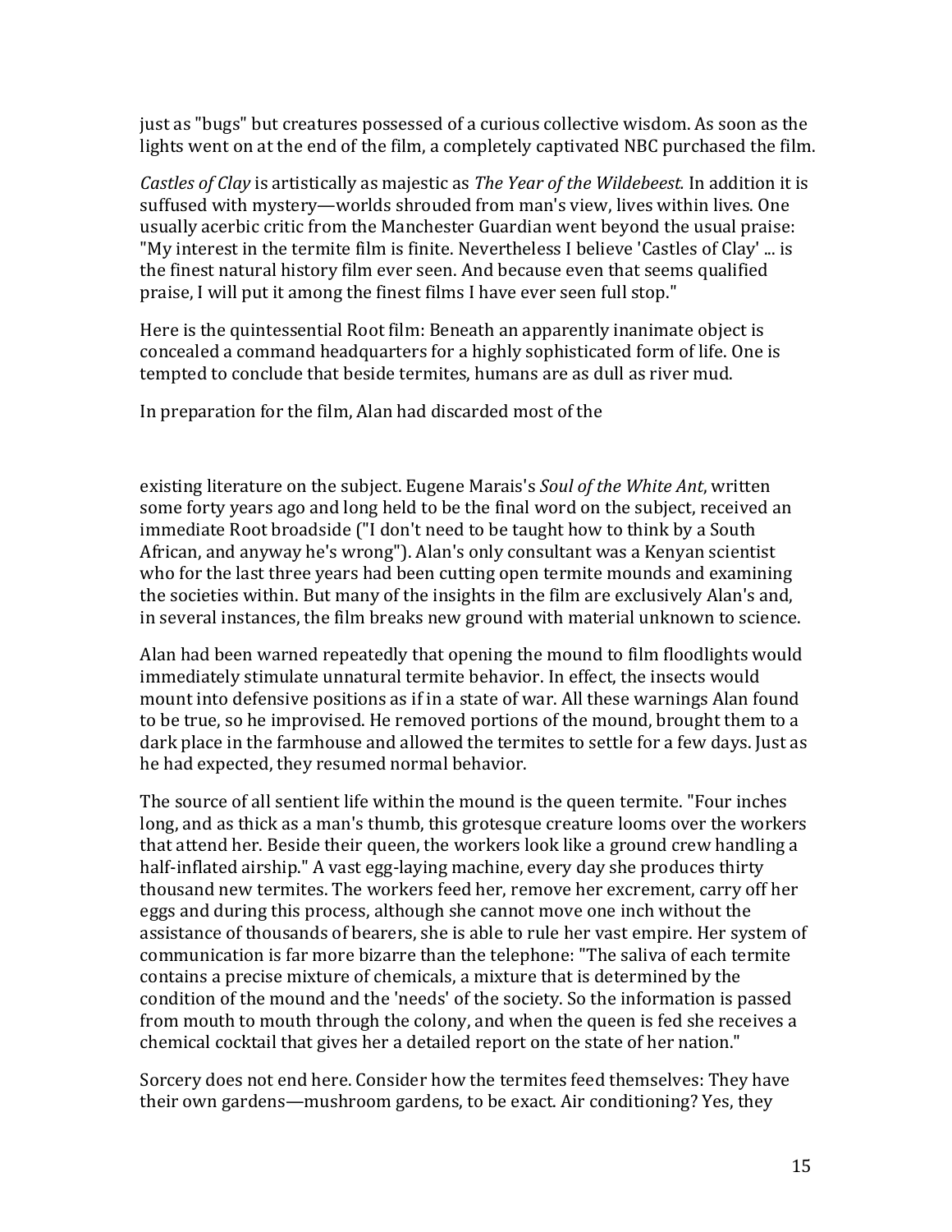just as "bugs" but creatures possessed of a curious collective wisdom. As soon as the lights went on at the end of the film, a completely captivated NBC purchased the film.

*Castles of Clay* is artistically as majestic as *The Year of the Wildebeest.* In addition it is suffused with mystery—worlds shrouded from man's view, lives within lives. One usually acerbic critic from the Manchester Guardian went beyond the usual praise: "My interest in the termite film is finite. Nevertheless I believe 'Castles of Clay' ... is the finest natural history film ever seen. And because even that seems qualified praise, I will put it among the finest films I have ever seen full stop."

Here is the quintessential Root film: Beneath an apparently inanimate object is concealed a command headquarters for a highly sophisticated form of life. One is tempted to conclude that beside termites, humans are as dull as river mud.

In preparation for the film, Alan had discarded most of the existing literature on the subject. Eugene Marais's *Soul of the White Ant*, written some forty years ago and long held to be the final word on the subject, received an immediate Root broadside ("I don't need to be taught how to think by a South African, and anyway he's wrong"). Alan's only consultant was a Kenyan scientist who for the last three years had been cutting open termite mounds and examining the societies within. But many of the insights in the film are exclusively Alan's and, in several instances, the film breaks new ground with material unknown to science.

Alan had been warned repeatedly that opening the mound to film floodlights would immediately stimulate unnatural termite behavior. In effect, the insects would mount into defensive positions as if in a state of war. All these warnings Alan found to be true, so he improvised. He removed portions of the mound, brought them to a dark place in the farmhouse and allowed the termites to settle for a few days. Just as he had expected, they resumed normal behavior.

The source of all sentient life within the mound is the queen termite. "Four inches long, and as thick as a man's thumb, this grotesque creature looms over the workers that attend her. Beside their queen, the workers look like a ground crew handling a half-inflated airship." A vast egg-laying machine, every day she produces thirty thousand new termites. The workers feed her, remove her excrement, carry off her eggs and during this process, although she cannot move one inch without the assistance of thousands of bearers, she is able to rule her vast empire. Her system of communication is far more bizarre than the telephone: "The saliva of each termite contains a precise mixture of chemicals, a mixture that is determined by the condition of the mound and the 'needs' of the society. So the information is passed from mouth to mouth through the colony, and when the queen is fed she receives a chemical cocktail that gives her a detailed report on the state of her nation."

Sorcery does not end here. Consider how the termites feed themselves: They have their own gardens—mushroom gardens, to be exact. Air conditioning? Yes, they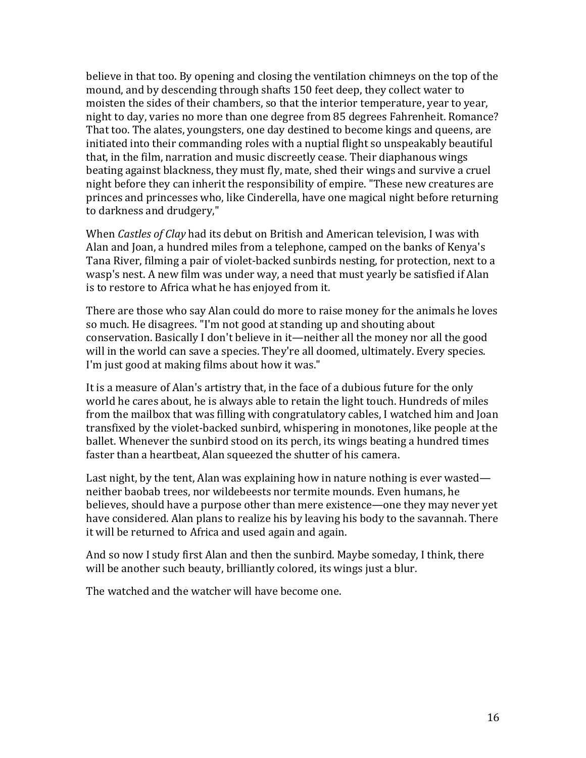believe in that too. By opening and closing the ventilation chimneys on the top of the mound, and by descending through shafts 150 feet deep, they collect water to moisten the sides of their chambers, so that the interior temperature, year to year, night to day, varies no more than one degree from 85 degrees Fahrenheit. Romance? That too. The alates, youngsters, one day destined to become kings and queens, are initiated into their commanding roles with a nuptial flight so unspeakably beautiful that, in the film, narration and music discreetly cease. Their diaphanous wings beating against blackness, they must fly, mate, shed their wings and survive a cruel night before they can inherit the responsibility of empire. "These new creatures are princes and princesses who, like Cinderella, have one magical night before returning to darkness and drudgery,"

When *Castles of Clay* had its debut on British and American television, I was with Alan and Joan, a hundred miles from a telephone, camped on the banks of Kenya's Tana River, filming a pair of violet-backed sunbirds nesting, for protection, next to a wasp's nest. A new film was under way, a need that must yearly be satisfied if Alan is to restore to Africa what he has enjoyed from it.

There are those who say Alan could do more to raise money for the animals he loves so much. He disagrees. "I'm not good at standing up and shouting about conservation. Basically I don't believe in it—neither all the money nor all the good will in the world can save a species. They're all doomed, ultimately. Every species. I'm just good at making films about how it was."

It is a measure of Alan's artistry that, in the face of a dubious future for the only world he cares about, he is always able to retain the light touch. Hundreds of miles from the mailbox that was filling with congratulatory cables, I watched him and Joan transfixed by the violet-backed sunbird, whispering in monotones, like people at the ballet. Whenever the sunbird stood on its perch, its wings beating a hundred times faster than a heartbeat, Alan squeezed the shutter of his camera.

Last night, by the tent, Alan was explaining how in nature nothing is ever wasted—neither baobab trees, nor wildebeests nor termite mounds. Even humans, he believes, should have a purpose other than mere existence—one they may never yet have considered. Alan plans to realize his by leaving his body to the savannah. There it will be returned to Africa and used again and again.

And so now I study first Alan and then the sunbird. Maybe someday, I think, there will be another such beauty, brilliantly colored, its wings just a blur.

The watched and the watcher will have become one.